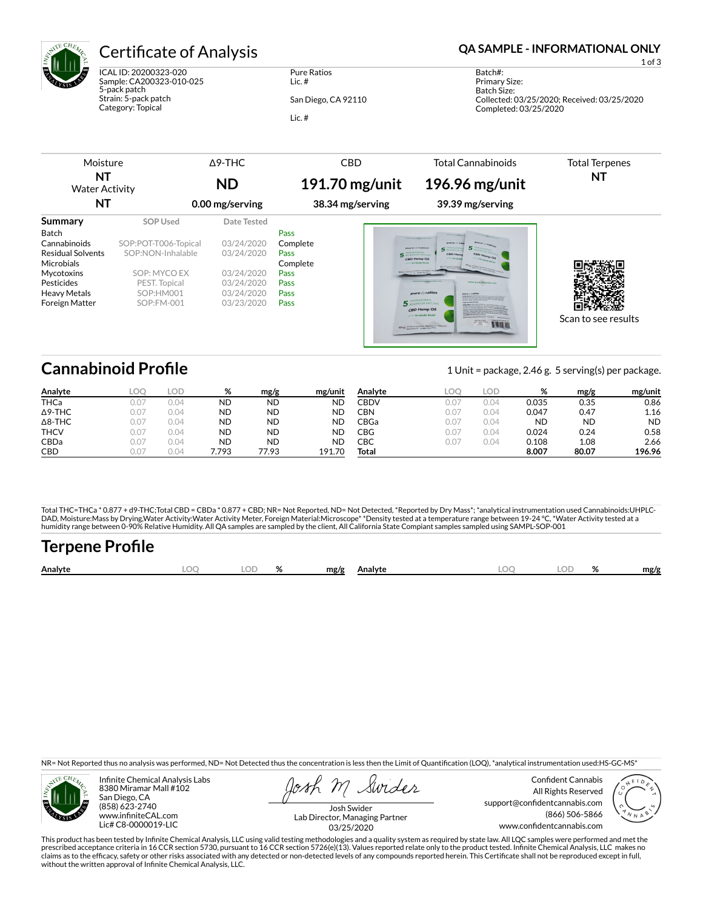# Certificate of Analysis

**QA SAMPLE - INFORMATIONAL ONLY**

ICAL ID: 20200323-020
Sample: CA200323-010-025
5-pack patch
Strain: 5-pack patch
Category: Topical

Pure Ratios
Lic. #

San Diego, CA 92110

Lic. #

Batch#:
Primary Size:
Batch Size:
Collected: 03/25/2020; Received: 03/25/2020
Completed: 03/25/2020

| Moisture | Δ9-THC | CBD | Total Cannabinoids | Total Terpenes |
|---|---|---|---|---|
| **NT** | **ND** | **191.70 mg/unit** | **196.96 mg/unit** | **NT** |
| Water Activity **NT** | **0.00 mg/serving** | **38.34 mg/serving** | **39.39 mg/serving** | |

| Summary | SOP Used | Date Tested | |
|---|---|---|---|
| Batch | | | Pass |
| Cannabinoids | SOP:POT-T006-Topical | 03/24/2020 | Complete |
| Residual Solvents | SOP:NON-Inhalable | 03/24/2020 | Pass |
| Microbials | | | Complete |
| Mycotoxins | SOP: MYCO EX | 03/24/2020 | Pass |
| Pesticides | PEST. Topical | 03/24/2020 | Pass |
| Heavy Metals | SOP:HM001 | 03/24/2020 | Pass |
| Foreign Matter | SOP:FM-001 | 03/23/2020 | Pass |

Scan to see results

## Cannabinoid Profile

1 Unit = package, 2.46 g. 5 serving(s) per package.

| Analyte | LOQ | LOD | % | mg/g | mg/unit |
|---|---|---|---|---|---|
| THCa | 0.07 | 0.04 | ND | ND | ND |
| Δ9-THC | 0.07 | 0.04 | ND | ND | ND |
| Δ8-THC | 0.07 | 0.04 | ND | ND | ND |
| THCV | 0.07 | 0.04 | ND | ND | ND |
| CBDa | 0.07 | 0.04 | ND | ND | ND |
| CBD | 0.07 | 0.04 | 7.793 | 77.93 | 191.70 |
| CBDV | 0.07 | 0.04 | 0.035 | 0.35 | 0.86 |
| CBN | 0.07 | 0.04 | 0.047 | 0.47 | 1.16 |
| CBGa | 0.07 | 0.04 | ND | ND | ND |
| CBG | 0.07 | 0.04 | 0.024 | 0.24 | 0.58 |
| CBC | 0.07 | 0.04 | 0.108 | 1.08 | 2.66 |
| **Total** | | | **8.007** | **80.07** | **196.96** |

Total THC=THCa * 0.877 + d9-THC;Total CBD = CBDa * 0.877 + CBD; NR= Not Reported, ND= Not Detected, *Reported by Dry Mass*; *analytical instrumentation used Cannabinoids:UHPLC-DAD, Moisture:Mass by Drying,Water Activity:Water Activity Meter, Foreign Material:Microscope* *Density tested at a temperature range between 19-24 °C, *Water Activity tested at a humidity range between 0-90% Relative Humidity. All QA samples are sampled by the client, All California State Compiant samples sampled using SAMPL-SOP-001

## Terpene Profile

| Analyte | LOQ | LOD | % | mg/g | Analyte | LOQ | LOD | % | mg/g |
|---|---|---|---|---|---|---|---|---|---|

NR= Not Reported thus no analysis was performed, ND= Not Detected thus the concentration is less then the Limit of Quantification (LOQ), *analytical instrumentation used:HS-GC-MS*

Infinite Chemical Analysis Labs
8380 Miramar Mall #102
San Diego, CA
(858) 623-2740
www.infiniteCAL.com
Lic# C8-0000019-LIC

Josh Swider
Lab Director, Managing Partner
03/25/2020

Confident Cannabis
All Rights Reserved
support@confidentcannabis.com
(866) 506-5866
www.confidentcannabis.com

This product has been tested by Infinite Chemical Analysis, LLC using valid testing methodologies and a quality system as required by state law. All LQC samples were performed and met the prescribed acceptance criteria in 16 CCR section 5730, pursuant to 16 CCR section 5726(e)(13). Values reported relate only to the product tested. Infinite Chemical Analysis, LLC makes no claims as to the efficacy, safety or other risks associated with any detected or non-detected levels of any compounds reported herein. This Certificate shall not be reproduced except in full, without the written approval of Infinite Chemical Analysis, LLC.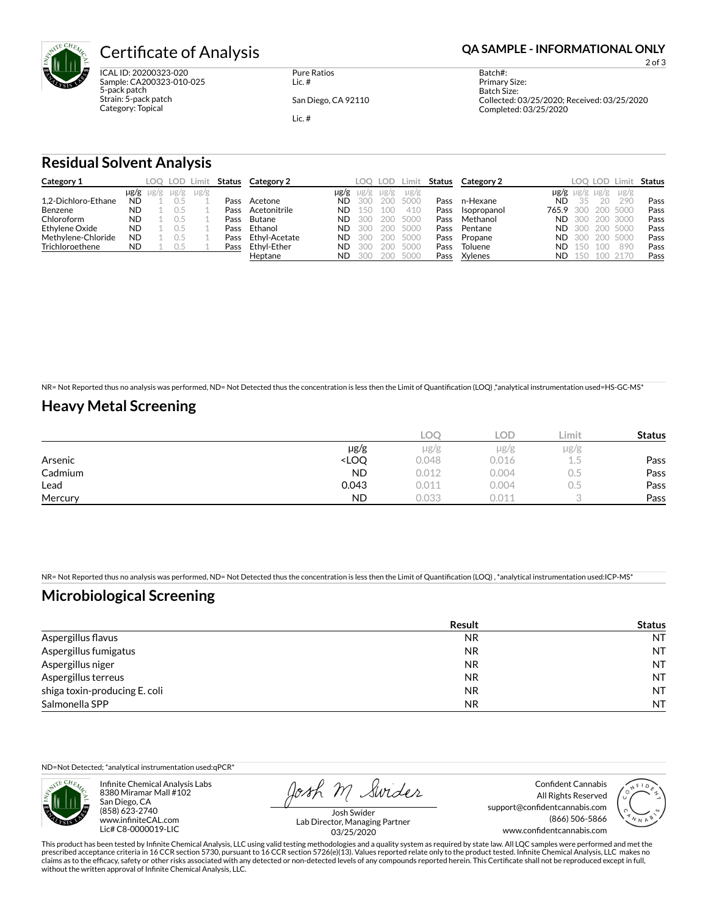# Certificate of Analysis

**QA SAMPLE - INFORMATIONAL ONLY**

ICAL ID: 20200323-020
Sample: CA200323-010-025
5-pack patch
Strain: 5-pack patch
Category: Topical

Pure Ratios
Lic. #

San Diego, CA 92110

Lic. #

Batch#:
Primary Size:
Batch Size:
Collected: 03/25/2020; Received: 03/25/2020
Completed: 03/25/2020

## Residual Solvent Analysis

| Category 1 | μg/g | LOQ μg/g | LOD μg/g | Limit μg/g | Status | Category 2 | μg/g | LOQ μg/g | LOD μg/g | Limit μg/g | Status | Category 2 | μg/g | LOQ μg/g | LOD μg/g | Limit μg/g | Status |
|---|---|---|---|---|---|---|---|---|---|---|---|---|---|---|---|---|---|
| 1,2-Dichloro-Ethane | ND | 1 | 0.5 | 1 | Pass | Acetone | ND | 300 | 200 | 5000 | Pass | n-Hexane | ND | 35 | 20 | 290 | Pass |
| Benzene | ND | 1 | 0.5 | 1 | Pass | Acetonitrile | ND | 150 | 100 | 410 | Pass | Isopropanol | 765.9 | 300 | 200 | 5000 | Pass |
| Chloroform | ND | 1 | 0.5 | 1 | Pass | Butane | ND | 300 | 200 | 5000 | Pass | Methanol | ND | 300 | 200 | 3000 | Pass |
| Ethylene Oxide | ND | 1 | 0.5 | 1 | Pass | Ethanol | ND | 300 | 200 | 5000 | Pass | Pentane | ND | 300 | 200 | 5000 | Pass |
| Methylene-Chloride | ND | 1 | 0.5 | 1 | Pass | Ethyl-Acetate | ND | 300 | 200 | 5000 | Pass | Propane | ND | 300 | 200 | 5000 | Pass |
| Trichloroethene | ND | 1 | 0.5 | 1 | Pass | Ethyl-Ether | ND | 300 | 200 | 5000 | Pass | Toluene | ND | 150 | 100 | 890 | Pass |
| | | | | | | Heptane | ND | 300 | 200 | 5000 | Pass | Xylenes | ND | 150 | 100 | 2170 | Pass |

NR= Not Reported thus no analysis was performed, ND= Not Detected thus the concentration is less then the Limit of Quantification (LOQ) ,*analytical instrumentation used=HS-GC-MS*

## Heavy Metal Screening

| | μg/g | LOQ μg/g | LOD μg/g | Limit μg/g | Status |
|---|---|---|---|---|---|
| Arsenic | <LOQ | 0.048 | 0.016 | 1.5 | Pass |
| Cadmium | ND | 0.012 | 0.004 | 0.5 | Pass |
| Lead | 0.043 | 0.011 | 0.004 | 0.5 | Pass |
| Mercury | ND | 0.033 | 0.011 | 3 | Pass |

NR= Not Reported thus no analysis was performed, ND= Not Detected thus the concentration is less then the Limit of Quantification (LOQ) , *analytical instrumentation used:ICP-MS*

## Microbiological Screening

| | Result | Status |
|---|---|---|
| Aspergillus flavus | NR | NT |
| Aspergillus fumigatus | NR | NT |
| Aspergillus niger | NR | NT |
| Aspergillus terreus | NR | NT |
| shiga toxin-producing E. coli | NR | NT |
| Salmonella SPP | NR | NT |

ND=Not Detected; *analytical instrumentation used:qPCR*

Infinite Chemical Analysis Labs
8380 Miramar Mall #102
San Diego, CA
(858) 623-2740
www.infiniteCAL.com
Lic# C8-0000019-LIC

Josh Swider
Lab Director, Managing Partner
03/25/2020

Confident Cannabis
All Rights Reserved
support@confidentcannabis.com
(866) 506-5866
www.confidentcannabis.com

This product has been tested by Infinite Chemical Analysis, LLC using valid testing methodologies and a quality system as required by state law. All LQC samples were performed and met the prescribed acceptance criteria in 16 CCR section 5730, pursuant to 16 CCR section 5726(e)(13). Values reported relate only to the product tested. Infinite Chemical Analysis, LLC makes no claims as to the efficacy, safety or other risks associated with any detected or non-detected levels of any compounds reported herein. This Certificate shall not be reproduced except in full, without the written approval of Infinite Chemical Analysis, LLC.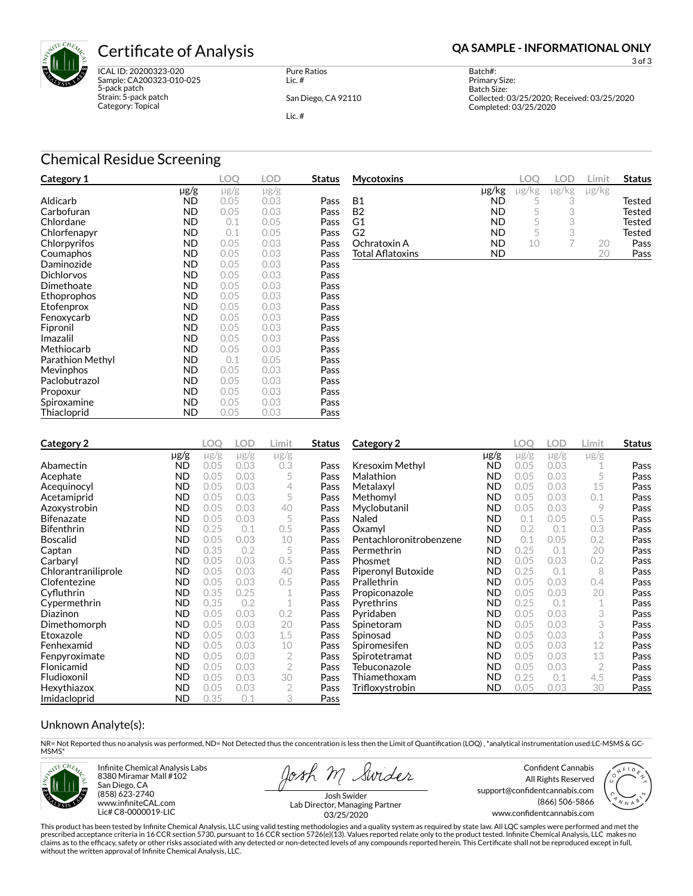# Certificate of Analysis

**QA SAMPLE - INFORMATIONAL ONLY**

ICAL ID: 20200323-020
Sample: CA200323-010-025
5-pack patch
Strain: 5-pack patch
Category: Topical

Pure Ratios
Lic. #

San Diego, CA 92110

Lic. #

Batch#:
Primary Size:
Batch Size:
Collected: 03/25/2020; Received: 03/25/2020
Completed: 03/25/2020

## Chemical Residue Screening

| Category 1 | | LOQ | LOD | Status |
|---|---|---|---|---|
| | μg/g | μg/g | μg/g | |
| Aldicarb | ND | 0.05 | 0.03 | Pass |
| Carbofuran | ND | 0.05 | 0.03 | Pass |
| Chlordane | ND | 0.1 | 0.05 | Pass |
| Chlorfenapyr | ND | 0.1 | 0.05 | Pass |
| Chlorpyrifos | ND | 0.05 | 0.03 | Pass |
| Coumaphos | ND | 0.05 | 0.03 | Pass |
| Daminozide | ND | 0.05 | 0.03 | Pass |
| Dichlorvos | ND | 0.05 | 0.03 | Pass |
| Dimethoate | ND | 0.05 | 0.03 | Pass |
| Ethoprophos | ND | 0.05 | 0.03 | Pass |
| Etofenprox | ND | 0.05 | 0.03 | Pass |
| Fenoxycarb | ND | 0.05 | 0.03 | Pass |
| Fipronil | ND | 0.05 | 0.03 | Pass |
| Imazalil | ND | 0.05 | 0.03 | Pass |
| Methiocarb | ND | 0.05 | 0.03 | Pass |
| Parathion Methyl | ND | 0.1 | 0.05 | Pass |
| Mevinphos | ND | 0.05 | 0.03 | Pass |
| Paclobutrazol | ND | 0.05 | 0.03 | Pass |
| Propoxur | ND | 0.05 | 0.03 | Pass |
| Spiroxamine | ND | 0.05 | 0.03 | Pass |
| Thiacloprid | ND | 0.05 | 0.03 | Pass |

| Mycotoxins | | LOQ | LOD | Limit | Status |
|---|---|---|---|---|---|
| | μg/kg | μg/kg | μg/kg | μg/kg | |
| B1 | ND | 5 | 3 | | Tested |
| B2 | ND | 5 | 3 | | Tested |
| G1 | ND | 5 | 3 | | Tested |
| G2 | ND | 5 | 3 | | Tested |
| Ochratoxin A | ND | 10 | 7 | 20 | Pass |
| Total Aflatoxins | ND | | | 20 | Pass |

| Category 2 | | LOQ | LOD | Limit | Status |
|---|---|---|---|---|---|
| | μg/g | μg/g | μg/g | μg/g | |
| Abamectin | ND | 0.05 | 0.03 | 0.3 | Pass |
| Acephate | ND | 0.05 | 0.03 | 5 | Pass |
| Acequinocyl | ND | 0.05 | 0.03 | 4 | Pass |
| Acetamiprid | ND | 0.05 | 0.03 | 5 | Pass |
| Azoxystrobin | ND | 0.05 | 0.03 | 40 | Pass |
| Bifenazate | ND | 0.05 | 0.03 | 5 | Pass |
| Bifenthrin | ND | 0.25 | 0.1 | 0.5 | Pass |
| Boscalid | ND | 0.05 | 0.03 | 10 | Pass |
| Captan | ND | 0.35 | 0.2 | 5 | Pass |
| Carbaryl | ND | 0.05 | 0.03 | 0.5 | Pass |
| Chlorantraniliprole | ND | 0.05 | 0.03 | 40 | Pass |
| Clofentezine | ND | 0.05 | 0.03 | 0.5 | Pass |
| Cyfluthrin | ND | 0.35 | 0.25 | 1 | Pass |
| Cypermethrin | ND | 0.35 | 0.2 | 1 | Pass |
| Diazinon | ND | 0.05 | 0.03 | 0.2 | Pass |
| Dimethomorph | ND | 0.05 | 0.03 | 20 | Pass |
| Etoxazole | ND | 0.05 | 0.03 | 1.5 | Pass |
| Fenhexamid | ND | 0.05 | 0.03 | 10 | Pass |
| Fenpyroximate | ND | 0.05 | 0.03 | 2 | Pass |
| Flonicamid | ND | 0.05 | 0.03 | 2 | Pass |
| Fludioxonil | ND | 0.05 | 0.03 | 30 | Pass |
| Hexythiazox | ND | 0.05 | 0.03 | 2 | Pass |
| Imidacloprid | ND | 0.35 | 0.1 | 3 | Pass |
| Kresoxim Methyl | ND | 0.05 | 0.03 | 1 | Pass |
| Malathion | ND | 0.05 | 0.03 | 5 | Pass |
| Metalaxyl | ND | 0.05 | 0.03 | 15 | Pass |
| Methomyl | ND | 0.05 | 0.03 | 0.1 | Pass |
| Myclobutanil | ND | 0.05 | 0.03 | 9 | Pass |
| Naled | ND | 0.1 | 0.05 | 0.5 | Pass |
| Oxamyl | ND | 0.2 | 0.1 | 0.3 | Pass |
| Pentachloronitrobenzene | ND | 0.1 | 0.05 | 0.2 | Pass |
| Permethrin | ND | 0.25 | 0.1 | 20 | Pass |
| Phosmet | ND | 0.05 | 0.03 | 0.2 | Pass |
| Piperonyl Butoxide | ND | 0.25 | 0.1 | 8 | Pass |
| Prallethrin | ND | 0.05 | 0.03 | 0.4 | Pass |
| Propiconazole | ND | 0.05 | 0.03 | 20 | Pass |
| Pyrethrins | ND | 0.25 | 0.1 | 1 | Pass |
| Pyridaben | ND | 0.05 | 0.03 | 3 | Pass |
| Spinetoram | ND | 0.05 | 0.03 | 3 | Pass |
| Spinosad | ND | 0.05 | 0.03 | 3 | Pass |
| Spiromesifen | ND | 0.05 | 0.03 | 12 | Pass |
| Spirotetramat | ND | 0.05 | 0.03 | 13 | Pass |
| Tebuconazole | ND | 0.05 | 0.03 | 2 | Pass |
| Thiamethoxam | ND | 0.25 | 0.1 | 4.5 | Pass |
| Trifloxystrobin | ND | 0.05 | 0.03 | 30 | Pass |

Unknown Analyte(s):

NR= Not Reported thus no analysis was performed, ND= Not Detected thus the concentration is less then the Limit of Quantification (LOQ) , *analytical instrumentation used:LC-MSMS & GC-MSMS*

Infinite Chemical Analysis Labs
8380 Miramar Mall #102
San Diego, CA
(858) 623-2740
www.infiniteCAL.com
Lic# C8-0000019-LIC

Josh Swider
Lab Director, Managing Partner
03/25/2020

Confident Cannabis
All Rights Reserved
support@confidentcannabis.com
(866) 506-5866
www.confidentcannabis.com

This product has been tested by Infinite Chemical Analysis, LLC using valid testing methodologies and a quality system as required by state law. All LQC samples were performed and met the prescribed acceptance criteria in 16 CCR section 5730, pursuant to 16 CCR section 5726(e)(13). Values reported relate only to the product tested. Infinite Chemical Analysis, LLC makes no claims as to the efficacy, safety or other risks associated with any detected or non-detected levels of any compounds reported herein. This Certificate shall not be reproduced except in full, without the written approval of Infinite Chemical Analysis, LLC.